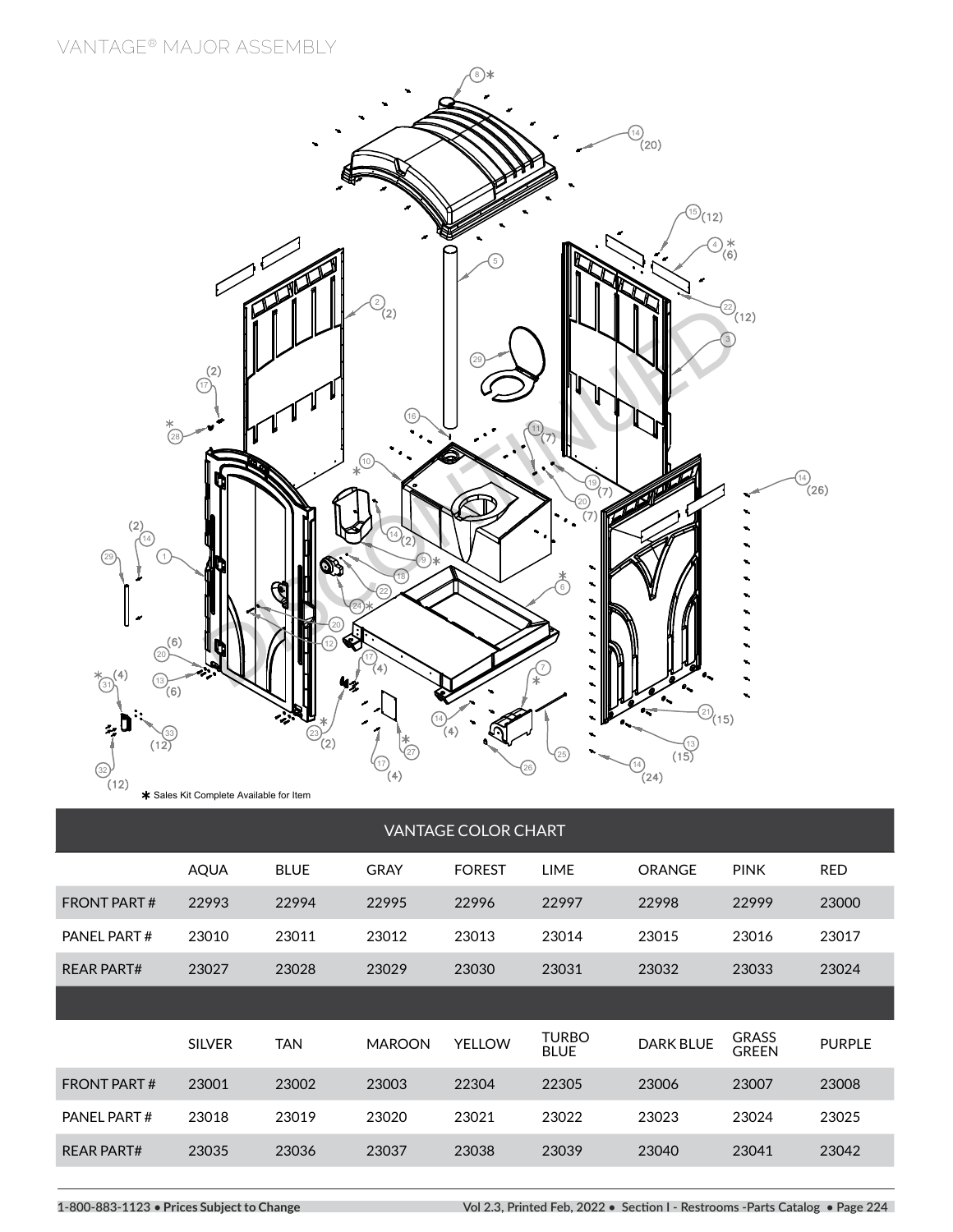# VANTAGE® MAJOR ASSEMBLY

✱ Sales Kit Complete Available for Item

## VANTAGE COLOR CHART

| | AQUA | BLUE | GRAY | FOREST | LIME | ORANGE | PINK | RED |
|---|---|---|---|---|---|---|---|---|
| FRONT PART # | 22993 | 22994 | 22995 | 22996 | 22997 | 22998 | 22999 | 23000 |
| PANEL PART # | 23010 | 23011 | 23012 | 23013 | 23014 | 23015 | 23016 | 23017 |
| REAR PART# | 23027 | 23028 | 23029 | 23030 | 23031 | 23032 | 23033 | 23024 |

| | SILVER | TAN | MAROON | YELLOW | TURBO BLUE | DARK BLUE | GRASS GREEN | PURPLE |
|---|---|---|---|---|---|---|---|---|
| FRONT PART # | 23001 | 23002 | 23003 | 22304 | 22305 | 23006 | 23007 | 23008 |
| PANEL PART # | 23018 | 23019 | 23020 | 23021 | 23022 | 23023 | 23024 | 23025 |
| REAR PART# | 23035 | 23036 | 23037 | 23038 | 23039 | 23040 | 23041 | 23042 |

1-800-883-1123 • **Prices Subject to Change**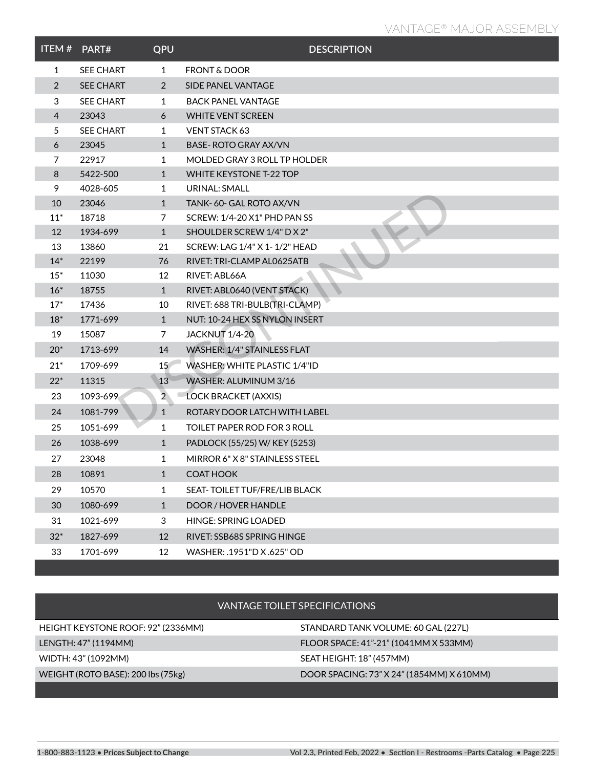# VANTAGE® MAJOR ASSEMBLY

| ITEM # | PART# | QPU | DESCRIPTION |
|---|---|---|---|
| 1 | SEE CHART | 1 | FRONT & DOOR |
| 2 | SEE CHART | 2 | SIDE PANEL VANTAGE |
| 3 | SEE CHART | 1 | BACK PANEL VANTAGE |
| 4 | 23043 | 6 | WHITE VENT SCREEN |
| 5 | SEE CHART | 1 | VENT STACK 63 |
| 6 | 23045 | 1 | BASE- ROTO GRAY AX/VN |
| 7 | 22917 | 1 | MOLDED GRAY 3 ROLL TP HOLDER |
| 8 | 5422-500 | 1 | WHITE KEYSTONE T-22 TOP |
| 9 | 4028-605 | 1 | URINAL: SMALL |
| 10 | 23046 | 1 | TANK- 60- GAL ROTO AX/VN |
| 11* | 18718 | 7 | SCREW: 1/4-20 X1" PHD PAN SS |
| 12 | 1934-699 | 1 | SHOULDER SCREW 1/4" D X 2" |
| 13 | 13860 | 21 | SCREW: LAG 1/4" X 1- 1/2" HEAD |
| 14* | 22199 | 76 | RIVET: TRI-CLAMP AL0625ATB |
| 15* | 11030 | 12 | RIVET: ABL66A |
| 16* | 18755 | 1 | RIVET: ABL0640 (VENT STACK) |
| 17* | 17436 | 10 | RIVET: 688 TRI-BULB(TRI-CLAMP) |
| 18* | 1771-699 | 1 | NUT: 10-24 HEX SS NYLON INSERT |
| 19 | 15087 | 7 | JACKNUT 1/4-20 |
| 20* | 1713-699 | 14 | WASHER: 1/4" STAINLESS FLAT |
| 21* | 1709-699 | 15 | WASHER: WHITE PLASTIC 1/4"ID |
| 22* | 11315 | 13 | WASHER: ALUMINUM 3/16 |
| 23 | 1093-699 | 2 | LOCK BRACKET (AXXIS) |
| 24 | 1081-799 | 1 | ROTARY DOOR LATCH WITH LABEL |
| 25 | 1051-699 | 1 | TOILET PAPER ROD FOR 3 ROLL |
| 26 | 1038-699 | 1 | PADLOCK (55/25) W/ KEY (5253) |
| 27 | 23048 | 1 | MIRROR 6" X 8" STAINLESS STEEL |
| 28 | 10891 | 1 | COAT HOOK |
| 29 | 10570 | 1 | SEAT- TOILET TUF/FRE/LIB BLACK |
| 30 | 1080-699 | 1 | DOOR / HOVER HANDLE |
| 31 | 1021-699 | 3 | HINGE: SPRING LOADED |
| 32* | 1827-699 | 12 | RIVET: SSB68S SPRING HINGE |
| 33 | 1701-699 | 12 | WASHER: .1951"D X .625" OD |

DISCONTINUED

## VANTAGE TOILET SPECIFICATIONS

| | |
|---|---|
| HEIGHT KEYSTONE ROOF: 92" (2336MM) | STANDARD TANK VOLUME: 60 GAL (227L) |
| LENGTH: 47" (1194MM) | FLOOR SPACE: 41"-21" (1041MM X 533MM) |
| WIDTH: 43" (1092MM) | SEAT HEIGHT: 18" (457MM) |
| WEIGHT (ROTO BASE): 200 lbs (75kg) | DOOR SPACING: 73" X 24" (1854MM) X 610MM) |